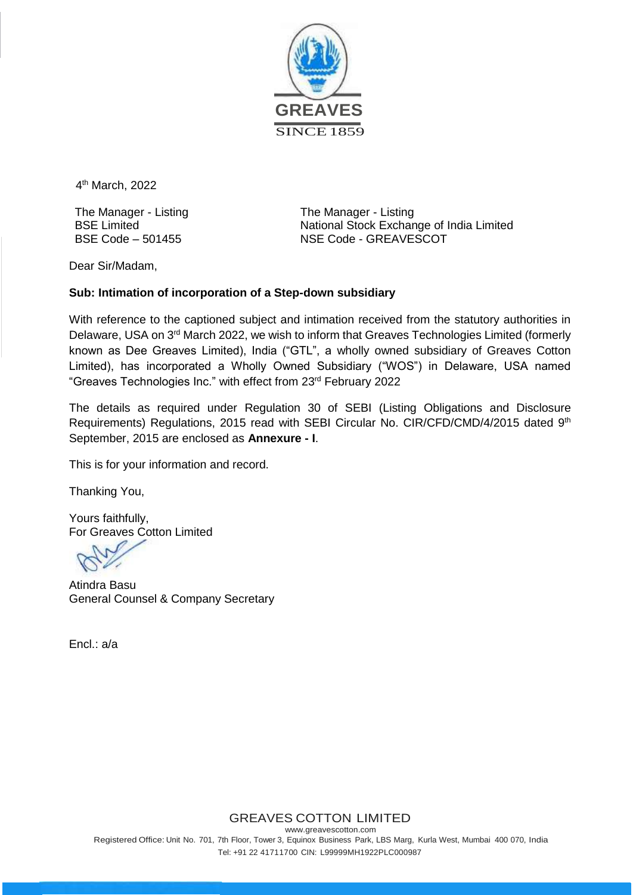GREAVES
SINCE 1859

4th March, 2022

The Manager - Listing
BSE Limited
BSE Code – 501455

The Manager - Listing
National Stock Exchange of India Limited
NSE Code - GREAVESCOT

Dear Sir/Madam,

**Sub: Intimation of incorporation of a Step-down subsidiary**

With reference to the captioned subject and intimation received from the statutory authorities in Delaware, USA on 3rd March 2022, we wish to inform that Greaves Technologies Limited (formerly known as Dee Greaves Limited), India ("GTL", a wholly owned subsidiary of Greaves Cotton Limited), has incorporated a Wholly Owned Subsidiary ("WOS") in Delaware, USA named "Greaves Technologies Inc." with effect from 23rd February 2022

The details as required under Regulation 30 of SEBI (Listing Obligations and Disclosure Requirements) Regulations, 2015 read with SEBI Circular No. CIR/CFD/CMD/4/2015 dated 9th September, 2015 are enclosed as **Annexure - I**.

This is for your information and record.

Thanking You,

Yours faithfully,
For Greaves Cotton Limited

Atindra Basu
General Counsel & Company Secretary

Encl.: a/a

GREAVES COTTON LIMITED
www.greavescotton.com
Registered Office: Unit No. 701, 7th Floor, Tower 3, Equinox Business Park, LBS Marg, Kurla West, Mumbai 400 070, India
Tel: +91 22 41711700 CIN: L99999MH1922PLC000987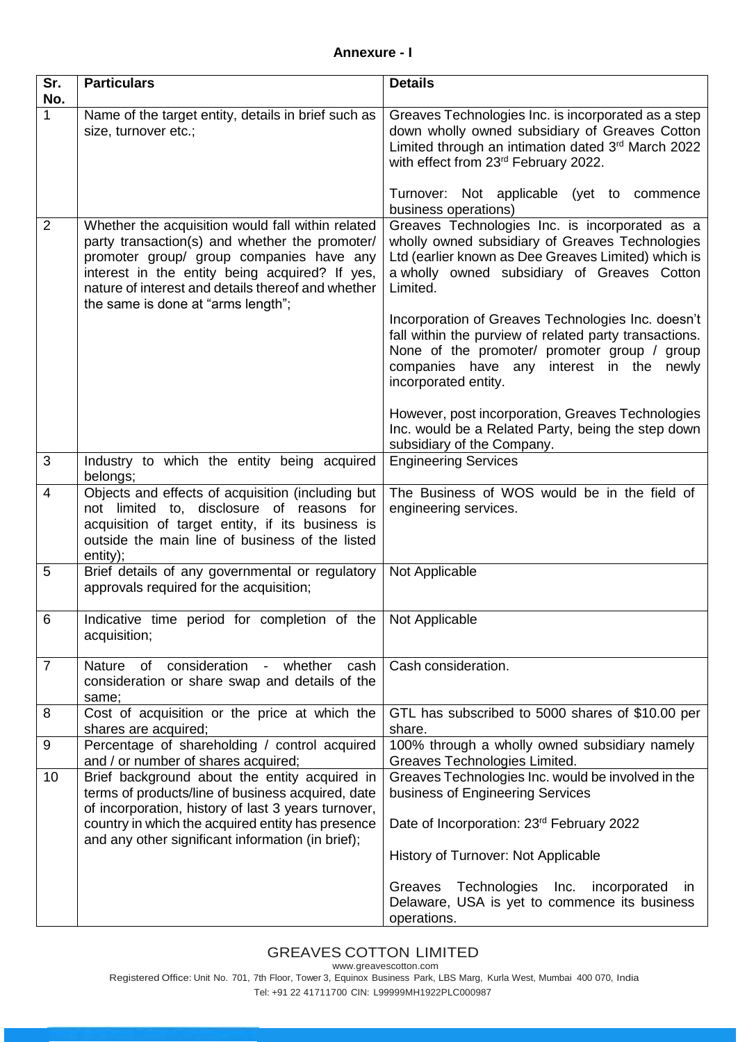**Annexure - I**

| Sr. No. | Particulars | Details |
|---|---|---|
| 1 | Name of the target entity, details in brief such as size, turnover etc.; | Greaves Technologies Inc. is incorporated as a step down wholly owned subsidiary of Greaves Cotton Limited through an intimation dated 3rd March 2022 with effect from 23rd February 2022.<br><br>Turnover: Not applicable (yet to commence business operations) |
| 2 | Whether the acquisition would fall within related party transaction(s) and whether the promoter/ promoter group/ group companies have any interest in the entity being acquired? If yes, nature of interest and details thereof and whether the same is done at "arms length"; | Greaves Technologies Inc. is incorporated as a wholly owned subsidiary of Greaves Technologies Ltd (earlier known as Dee Greaves Limited) which is a wholly owned subsidiary of Greaves Cotton Limited.<br><br>Incorporation of Greaves Technologies Inc. doesn't fall within the purview of related party transactions. None of the promoter/ promoter group / group companies have any interest in the newly incorporated entity.<br><br>However, post incorporation, Greaves Technologies Inc. would be a Related Party, being the step down subsidiary of the Company. |
| 3 | Industry to which the entity being acquired belongs; | Engineering Services |
| 4 | Objects and effects of acquisition (including but not limited to, disclosure of reasons for acquisition of target entity, if its business is outside the main line of business of the listed entity); | The Business of WOS would be in the field of engineering services. |
| 5 | Brief details of any governmental or regulatory approvals required for the acquisition; | Not Applicable |
| 6 | Indicative time period for completion of the acquisition; | Not Applicable |
| 7 | Nature of consideration - whether cash consideration or share swap and details of the same; | Cash consideration. |
| 8 | Cost of acquisition or the price at which the shares are acquired; | GTL has subscribed to 5000 shares of $10.00 per share. |
| 9 | Percentage of shareholding / control acquired and / or number of shares acquired; | 100% through a wholly owned subsidiary namely Greaves Technologies Limited. |
| 10 | Brief background about the entity acquired in terms of products/line of business acquired, date of incorporation, history of last 3 years turnover, country in which the acquired entity has presence and any other significant information (in brief); | Greaves Technologies Inc. would be involved in the business of Engineering Services<br><br>Date of Incorporation: 23rd February 2022<br><br>History of Turnover: Not Applicable<br><br>Greaves Technologies Inc. incorporated in Delaware, USA is yet to commence its business operations. |

GREAVES COTTON LIMITED

www.greavescotton.com

Registered Office: Unit No. 701, 7th Floor, Tower 3, Equinox Business Park, LBS Marg, Kurla West, Mumbai 400 070, India

Tel: +91 22 41711700 CIN: L99999MH1922PLC000987